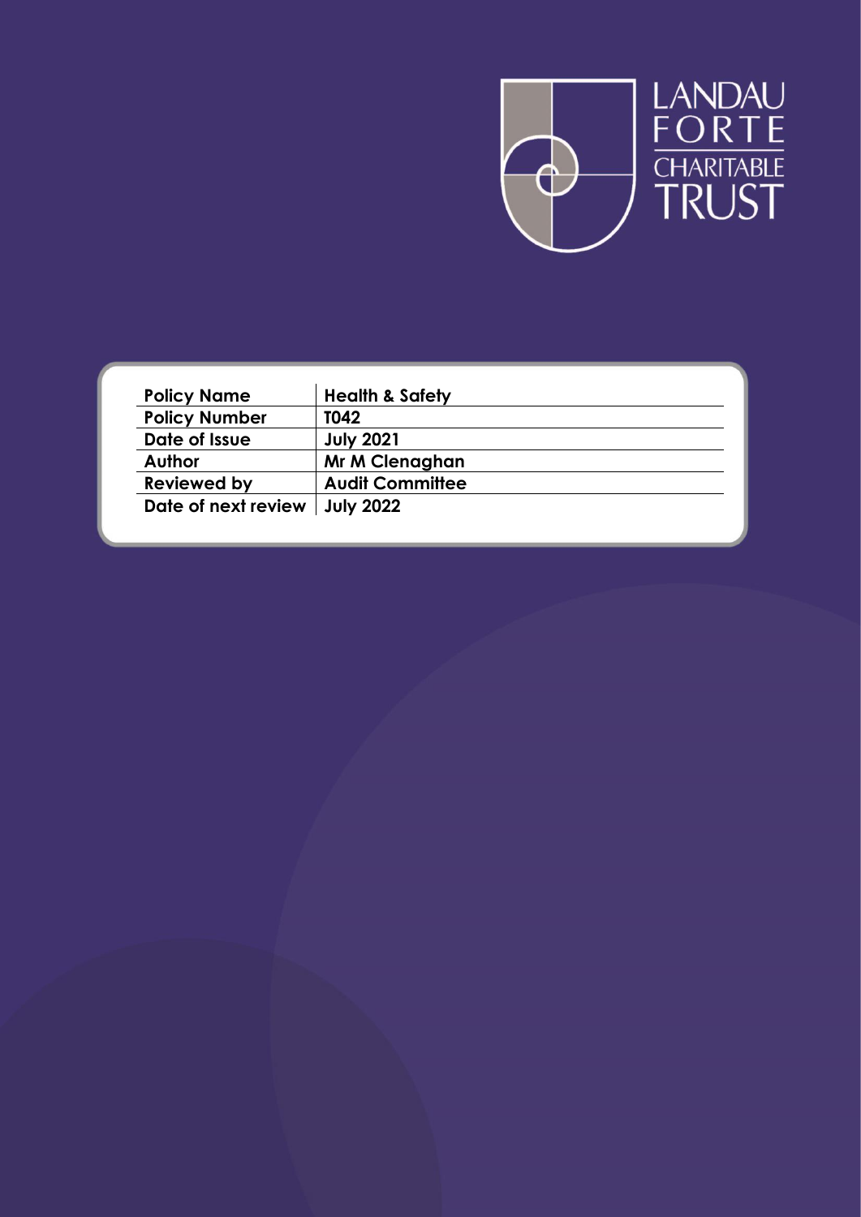LANDAU FORTE CHARITABLE TRUST

| Policy Name | Health & Safety |
| --- | --- |
| Policy Number | T042 |
| Date of Issue | July 2021 |
| Author | Mr M Clenaghan |
| Reviewed by | Audit Committee |
| Date of next review | July 2022 |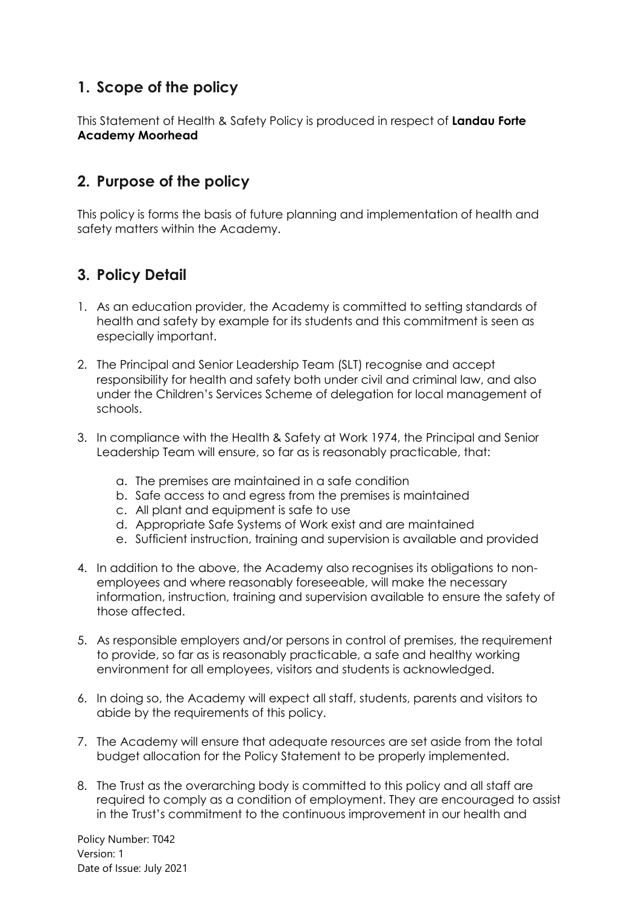## 1. Scope of the policy

This Statement of Health & Safety Policy is produced in respect of **Landau Forte Academy Moorhead**

## 2. Purpose of the policy

This policy is forms the basis of future planning and implementation of health and safety matters within the Academy.

## 3. Policy Detail

1. As an education provider, the Academy is committed to setting standards of health and safety by example for its students and this commitment is seen as especially important.

2. The Principal and Senior Leadership Team (SLT) recognise and accept responsibility for health and safety both under civil and criminal law, and also under the Children's Services Scheme of delegation for local management of schools.

3. In compliance with the Health & Safety at Work 1974, the Principal and Senior Leadership Team will ensure, so far as is reasonably practicable, that:

    a. The premises are maintained in a safe condition
    b. Safe access to and egress from the premises is maintained
    c. All plant and equipment is safe to use
    d. Appropriate Safe Systems of Work exist and are maintained
    e. Sufficient instruction, training and supervision is available and provided

4. In addition to the above, the Academy also recognises its obligations to non-employees and where reasonably foreseeable, will make the necessary information, instruction, training and supervision available to ensure the safety of those affected.

5. As responsible employers and/or persons in control of premises, the requirement to provide, so far as is reasonably practicable, a safe and healthy working environment for all employees, visitors and students is acknowledged.

6. In doing so, the Academy will expect all staff, students, parents and visitors to abide by the requirements of this policy.

7. The Academy will ensure that adequate resources are set aside from the total budget allocation for the Policy Statement to be properly implemented.

8. The Trust as the overarching body is committed to this policy and all staff are required to comply as a condition of employment. They are encouraged to assist in the Trust's commitment to the continuous improvement in our health and

Policy Number: T042
Version: 1
Date of Issue: July 2021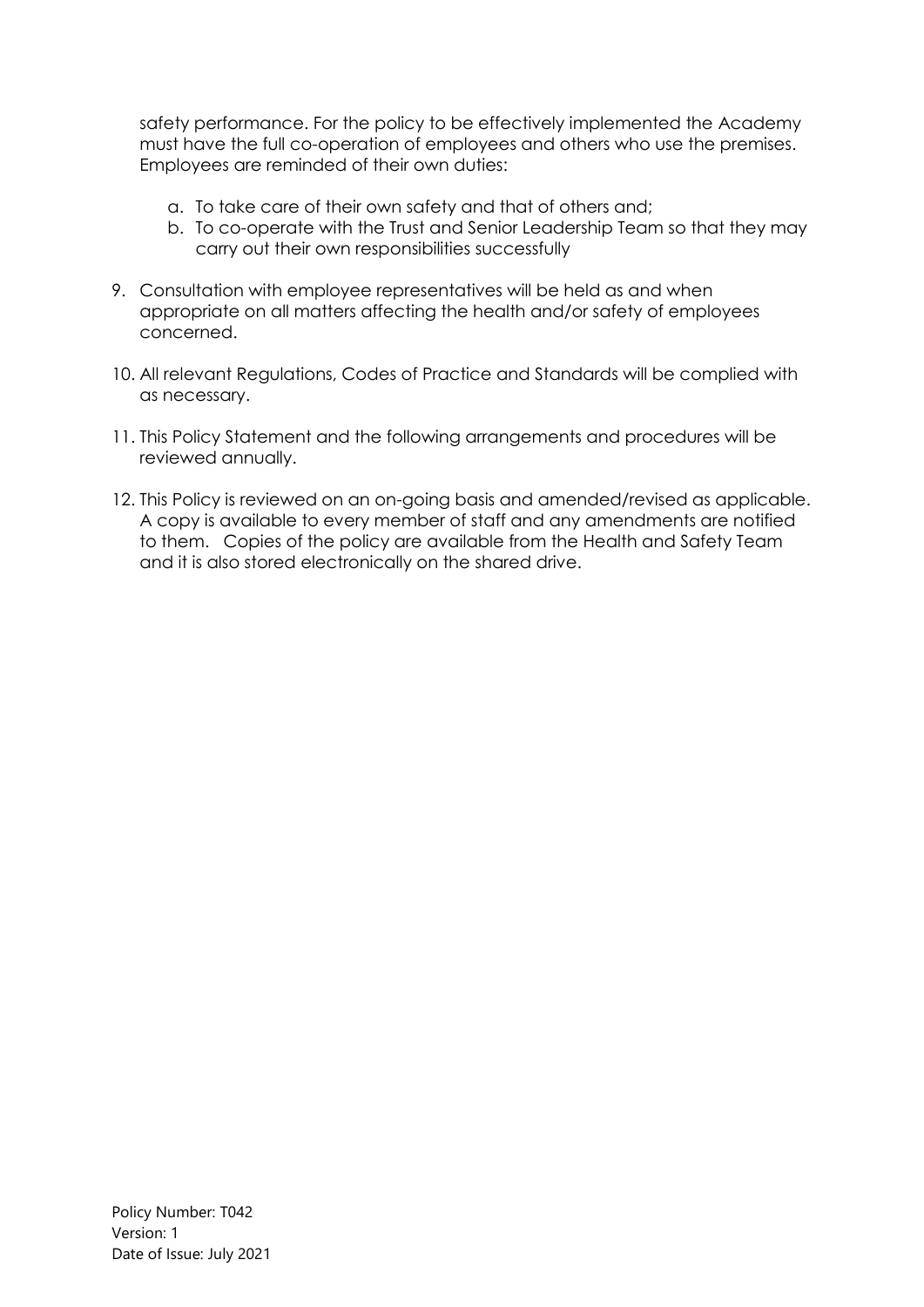safety performance. For the policy to be effectively implemented the Academy must have the full co-operation of employees and others who use the premises. Employees are reminded of their own duties:

   a. To take care of their own safety and that of others and;
   b. To co-operate with the Trust and Senior Leadership Team so that they may carry out their own responsibilities successfully

9. Consultation with employee representatives will be held as and when appropriate on all matters affecting the health and/or safety of employees concerned.

10. All relevant Regulations, Codes of Practice and Standards will be complied with as necessary.

11. This Policy Statement and the following arrangements and procedures will be reviewed annually.

12. This Policy is reviewed on an on-going basis and amended/revised as applicable. A copy is available to every member of staff and any amendments are notified to them. Copies of the policy are available from the Health and Safety Team and it is also stored electronically on the shared drive.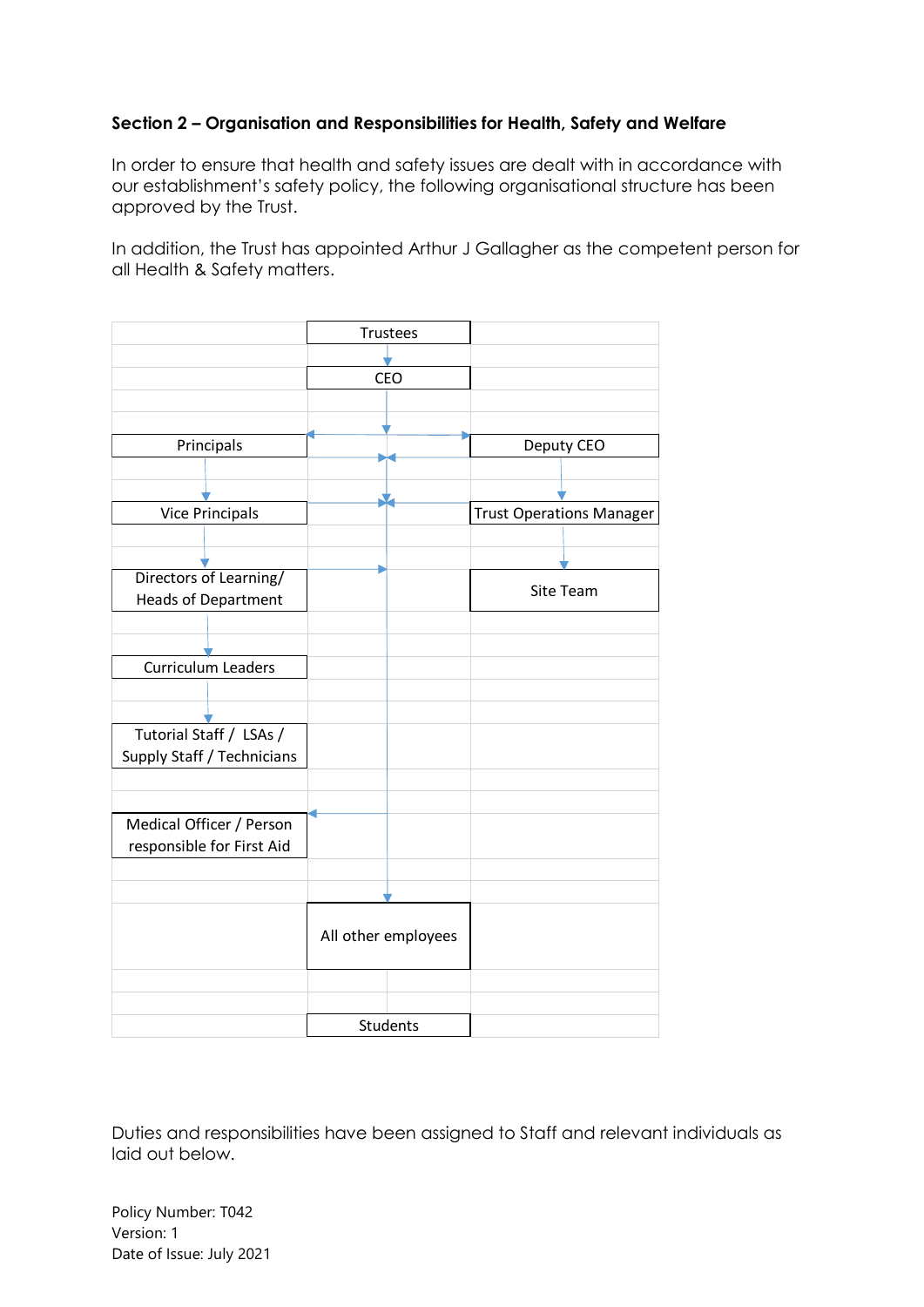**Section 2 – Organisation and Responsibilities for Health, Safety and Welfare**

In order to ensure that health and safety issues are dealt with in accordance with our establishment's safety policy, the following organisational structure has been approved by the Trust.

In addition, the Trust has appointed Arthur J Gallagher as the competent person for all Health & Safety matters.

| | | |
|---|---|---|
| | Trustees | |
| | CEO | |
| Principals | | Deputy CEO |
| Vice Principals | | Trust Operations Manager |
| Directors of Learning/ Heads of Department | | Site Team |
| Curriculum Leaders | | |
| Tutorial Staff / LSAs / Supply Staff / Technicians | | |
| Medical Officer / Person responsible for First Aid | | |
| | All other employees | |
| | Students | |

Duties and responsibilities have been assigned to Staff and relevant individuals as laid out below.

Policy Number: T042
Version: 1
Date of Issue: July 2021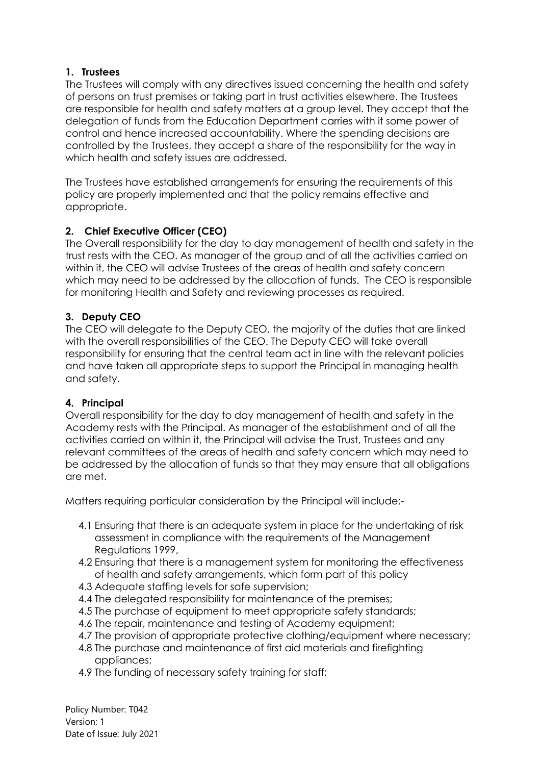### 1. Trustees

The Trustees will comply with any directives issued concerning the health and safety of persons on trust premises or taking part in trust activities elsewhere. The Trustees are responsible for health and safety matters at a group level. They accept that the delegation of funds from the Education Department carries with it some power of control and hence increased accountability. Where the spending decisions are controlled by the Trustees, they accept a share of the responsibility for the way in which health and safety issues are addressed.

The Trustees have established arrangements for ensuring the requirements of this policy are properly implemented and that the policy remains effective and appropriate.

### 2. Chief Executive Officer (CEO)

The Overall responsibility for the day to day management of health and safety in the trust rests with the CEO. As manager of the group and of all the activities carried on within it, the CEO will advise Trustees of the areas of health and safety concern which may need to be addressed by the allocation of funds. The CEO is responsible for monitoring Health and Safety and reviewing processes as required.

### 3. Deputy CEO

The CEO will delegate to the Deputy CEO, the majority of the duties that are linked with the overall responsibilities of the CEO. The Deputy CEO will take overall responsibility for ensuring that the central team act in line with the relevant policies and have taken all appropriate steps to support the Principal in managing health and safety.

### 4. Principal

Overall responsibility for the day to day management of health and safety in the Academy rests with the Principal. As manager of the establishment and of all the activities carried on within it, the Principal will advise the Trust, Trustees and any relevant committees of the areas of health and safety concern which may need to be addressed by the allocation of funds so that they may ensure that all obligations are met.

Matters requiring particular consideration by the Principal will include:-

4.1 Ensuring that there is an adequate system in place for the undertaking of risk assessment in compliance with the requirements of the Management Regulations 1999,

4.2 Ensuring that there is a management system for monitoring the effectiveness of health and safety arrangements, which form part of this policy

4.3 Adequate staffing levels for safe supervision;

4.4 The delegated responsibility for maintenance of the premises;

4.5 The purchase of equipment to meet appropriate safety standards;

4.6 The repair, maintenance and testing of Academy equipment;

4.7 The provision of appropriate protective clothing/equipment where necessary;

4.8 The purchase and maintenance of first aid materials and firefighting appliances;

4.9 The funding of necessary safety training for staff;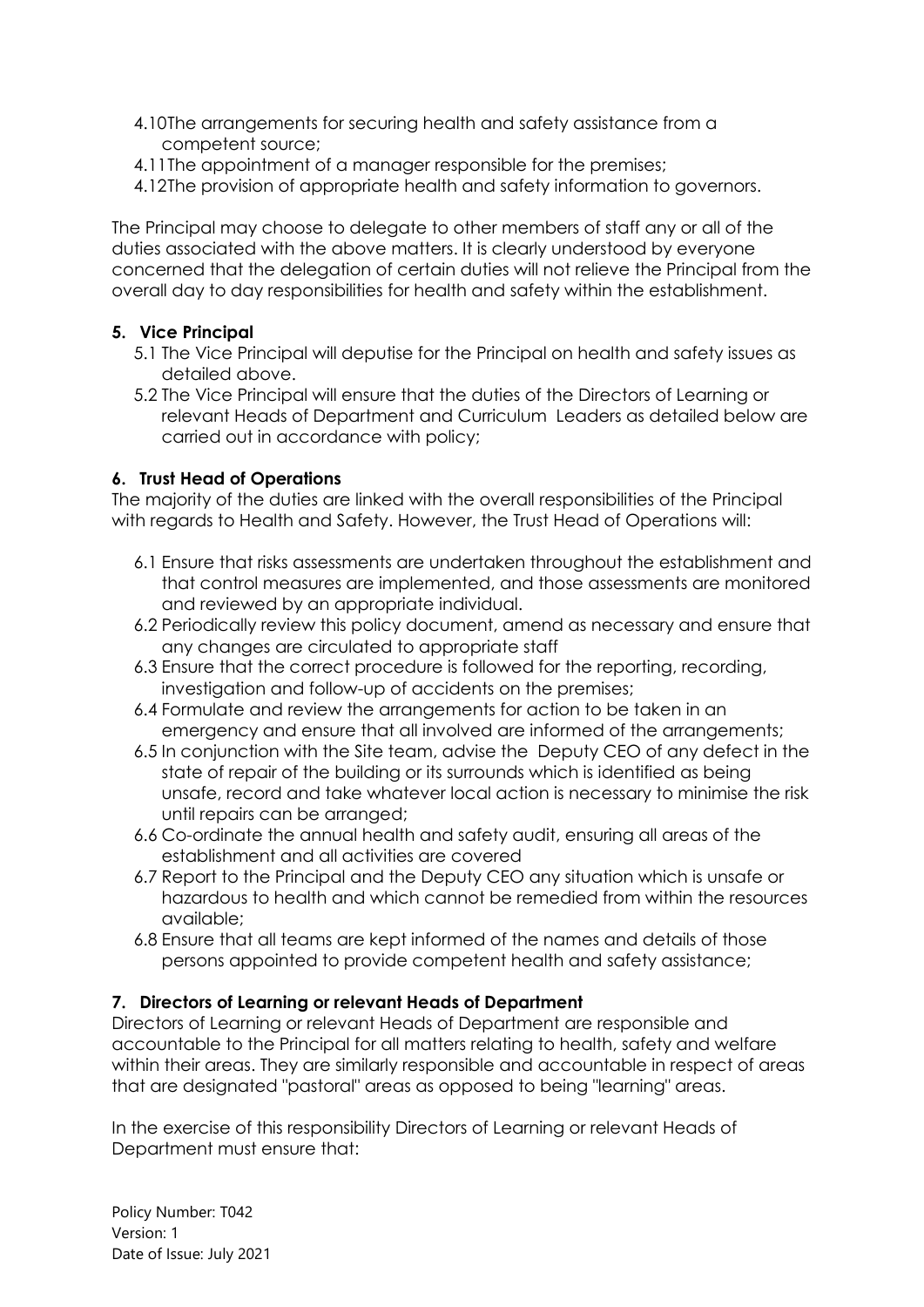4.10 The arrangements for securing health and safety assistance from a competent source;
4.11 The appointment of a manager responsible for the premises;
4.12 The provision of appropriate health and safety information to governors.

The Principal may choose to delegate to other members of staff any or all of the duties associated with the above matters. It is clearly understood by everyone concerned that the delegation of certain duties will not relieve the Principal from the overall day to day responsibilities for health and safety within the establishment.

## 5. Vice Principal

5.1 The Vice Principal will deputise for the Principal on health and safety issues as detailed above.
5.2 The Vice Principal will ensure that the duties of the Directors of Learning or relevant Heads of Department and Curriculum Leaders as detailed below are carried out in accordance with policy;

## 6. Trust Head of Operations

The majority of the duties are linked with the overall responsibilities of the Principal with regards to Health and Safety. However, the Trust Head of Operations will:

6.1 Ensure that risks assessments are undertaken throughout the establishment and that control measures are implemented, and those assessments are monitored and reviewed by an appropriate individual.
6.2 Periodically review this policy document, amend as necessary and ensure that any changes are circulated to appropriate staff
6.3 Ensure that the correct procedure is followed for the reporting, recording, investigation and follow-up of accidents on the premises;
6.4 Formulate and review the arrangements for action to be taken in an emergency and ensure that all involved are informed of the arrangements;
6.5 In conjunction with the Site team, advise the Deputy CEO of any defect in the state of repair of the building or its surrounds which is identified as being unsafe, record and take whatever local action is necessary to minimise the risk until repairs can be arranged;
6.6 Co-ordinate the annual health and safety audit, ensuring all areas of the establishment and all activities are covered
6.7 Report to the Principal and the Deputy CEO any situation which is unsafe or hazardous to health and which cannot be remedied from within the resources available;
6.8 Ensure that all teams are kept informed of the names and details of those persons appointed to provide competent health and safety assistance;

## 7. Directors of Learning or relevant Heads of Department

Directors of Learning or relevant Heads of Department are responsible and accountable to the Principal for all matters relating to health, safety and welfare within their areas. They are similarly responsible and accountable in respect of areas that are designated "pastoral" areas as opposed to being "learning" areas.

In the exercise of this responsibility Directors of Learning or relevant Heads of Department must ensure that:

Policy Number: T042
Version: 1
Date of Issue: July 2021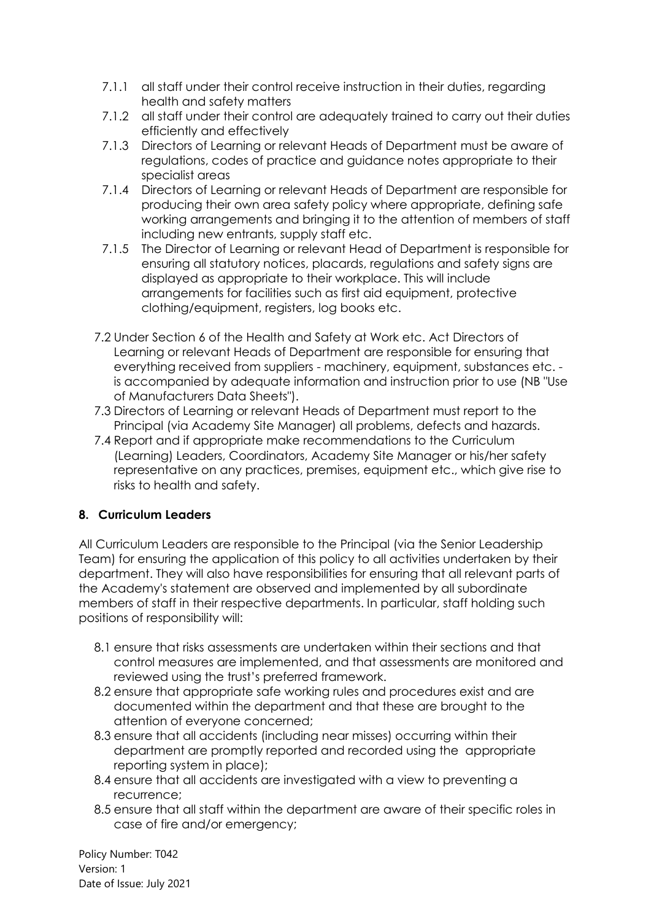- 7.1.1 all staff under their control receive instruction in their duties, regarding health and safety matters
- 7.1.2 all staff under their control are adequately trained to carry out their duties efficiently and effectively
- 7.1.3 Directors of Learning or relevant Heads of Department must be aware of regulations, codes of practice and guidance notes appropriate to their specialist areas
- 7.1.4 Directors of Learning or relevant Heads of Department are responsible for producing their own area safety policy where appropriate, defining safe working arrangements and bringing it to the attention of members of staff including new entrants, supply staff etc.
- 7.1.5 The Director of Learning or relevant Head of Department is responsible for ensuring all statutory notices, placards, regulations and safety signs are displayed as appropriate to their workplace. This will include arrangements for facilities such as first aid equipment, protective clothing/equipment, registers, log books etc.

7.2 Under Section 6 of the Health and Safety at Work etc. Act Directors of Learning or relevant Heads of Department are responsible for ensuring that everything received from suppliers - machinery, equipment, substances etc. - is accompanied by adequate information and instruction prior to use (NB "Use of Manufacturers Data Sheets").

7.3 Directors of Learning or relevant Heads of Department must report to the Principal (via Academy Site Manager) all problems, defects and hazards.

7.4 Report and if appropriate make recommendations to the Curriculum (Learning) Leaders, Coordinators, Academy Site Manager or his/her safety representative on any practices, premises, equipment etc., which give rise to risks to health and safety.

## 8. Curriculum Leaders

All Curriculum Leaders are responsible to the Principal (via the Senior Leadership Team) for ensuring the application of this policy to all activities undertaken by their department. They will also have responsibilities for ensuring that all relevant parts of the Academy's statement are observed and implemented by all subordinate members of staff in their respective departments. In particular, staff holding such positions of responsibility will:

8.1 ensure that risks assessments are undertaken within their sections and that control measures are implemented, and that assessments are monitored and reviewed using the trust's preferred framework.

8.2 ensure that appropriate safe working rules and procedures exist and are documented within the department and that these are brought to the attention of everyone concerned;

8.3 ensure that all accidents (including near misses) occurring within their department are promptly reported and recorded using the appropriate reporting system in place);

8.4 ensure that all accidents are investigated with a view to preventing a recurrence;

8.5 ensure that all staff within the department are aware of their specific roles in case of fire and/or emergency;

Policy Number: T042
Version: 1
Date of Issue: July 2021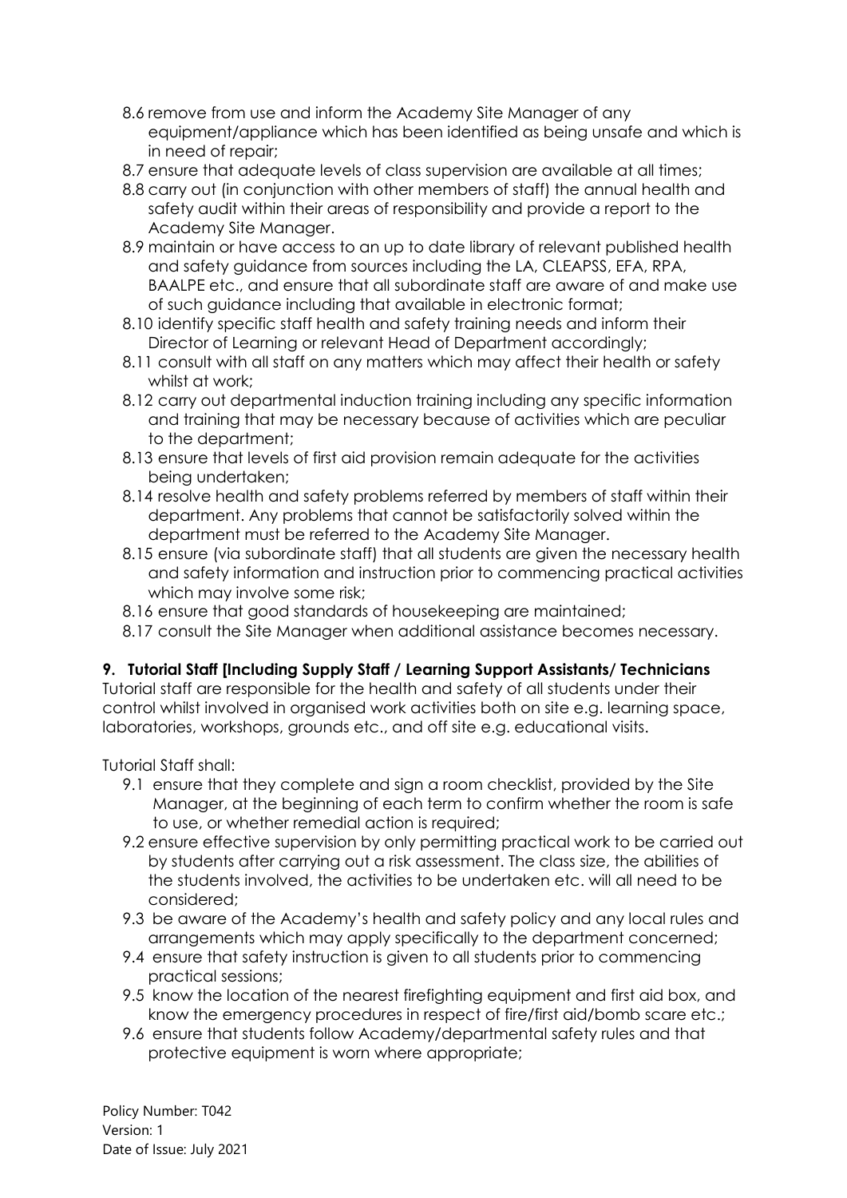8.6 remove from use and inform the Academy Site Manager of any equipment/appliance which has been identified as being unsafe and which is in need of repair;

8.7 ensure that adequate levels of class supervision are available at all times;

8.8 carry out (in conjunction with other members of staff) the annual health and safety audit within their areas of responsibility and provide a report to the Academy Site Manager.

8.9 maintain or have access to an up to date library of relevant published health and safety guidance from sources including the LA, CLEAPSS, EFA, RPA, BAALPE etc., and ensure that all subordinate staff are aware of and make use of such guidance including that available in electronic format;

8.10 identify specific staff health and safety training needs and inform their Director of Learning or relevant Head of Department accordingly;

8.11 consult with all staff on any matters which may affect their health or safety whilst at work;

8.12 carry out departmental induction training including any specific information and training that may be necessary because of activities which are peculiar to the department;

8.13 ensure that levels of first aid provision remain adequate for the activities being undertaken;

8.14 resolve health and safety problems referred by members of staff within their department. Any problems that cannot be satisfactorily solved within the department must be referred to the Academy Site Manager.

8.15 ensure (via subordinate staff) that all students are given the necessary health and safety information and instruction prior to commencing practical activities which may involve some risk;

8.16 ensure that good standards of housekeeping are maintained;

8.17 consult the Site Manager when additional assistance becomes necessary.

**9. Tutorial Staff [Including Supply Staff / Learning Support Assistants/ Technicians**

Tutorial staff are responsible for the health and safety of all students under their control whilst involved in organised work activities both on site e.g. learning space, laboratories, workshops, grounds etc., and off site e.g. educational visits.

Tutorial Staff shall:

9.1 ensure that they complete and sign a room checklist, provided by the Site Manager, at the beginning of each term to confirm whether the room is safe to use, or whether remedial action is required;

9.2 ensure effective supervision by only permitting practical work to be carried out by students after carrying out a risk assessment. The class size, the abilities of the students involved, the activities to be undertaken etc. will all need to be considered;

9.3 be aware of the Academy's health and safety policy and any local rules and arrangements which may apply specifically to the department concerned;

9.4 ensure that safety instruction is given to all students prior to commencing practical sessions;

9.5 know the location of the nearest firefighting equipment and first aid box, and know the emergency procedures in respect of fire/first aid/bomb scare etc.;

9.6 ensure that students follow Academy/departmental safety rules and that protective equipment is worn where appropriate;

Policy Number: T042
Version: 1
Date of Issue: July 2021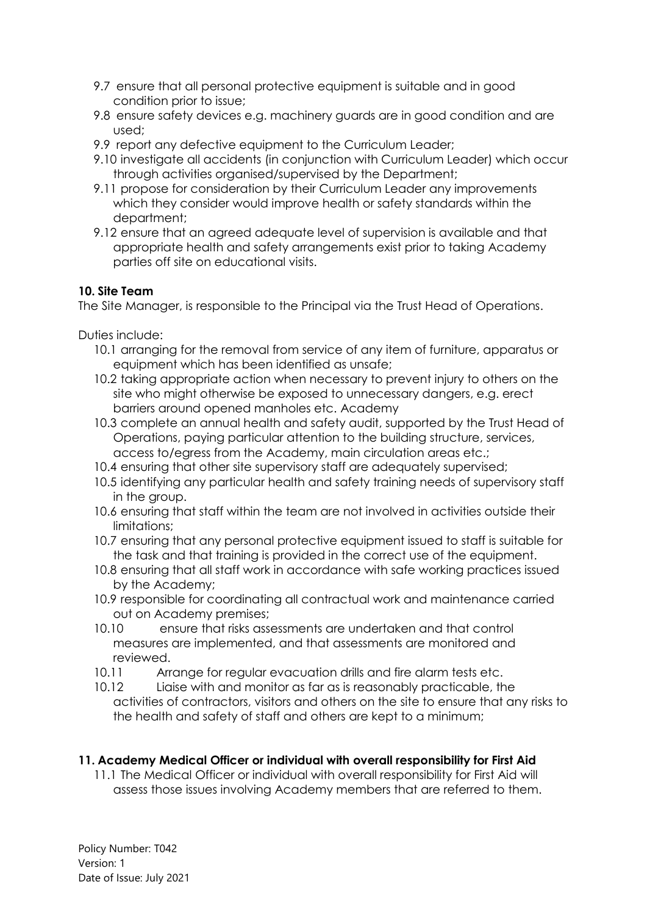9.7 ensure that all personal protective equipment is suitable and in good condition prior to issue;
9.8 ensure safety devices e.g. machinery guards are in good condition and are used;
9.9 report any defective equipment to the Curriculum Leader;
9.10 investigate all accidents (in conjunction with Curriculum Leader) which occur through activities organised/supervised by the Department;
9.11 propose for consideration by their Curriculum Leader any improvements which they consider would improve health or safety standards within the department;
9.12 ensure that an agreed adequate level of supervision is available and that appropriate health and safety arrangements exist prior to taking Academy parties off site on educational visits.

**10. Site Team**

The Site Manager, is responsible to the Principal via the Trust Head of Operations.

Duties include:

10.1 arranging for the removal from service of any item of furniture, apparatus or equipment which has been identified as unsafe;
10.2 taking appropriate action when necessary to prevent injury to others on the site who might otherwise be exposed to unnecessary dangers, e.g. erect barriers around opened manholes etc. Academy
10.3 complete an annual health and safety audit, supported by the Trust Head of Operations, paying particular attention to the building structure, services, access to/egress from the Academy, main circulation areas etc.;
10.4 ensuring that other site supervisory staff are adequately supervised;
10.5 identifying any particular health and safety training needs of supervisory staff in the group.
10.6 ensuring that staff within the team are not involved in activities outside their limitations;
10.7 ensuring that any personal protective equipment issued to staff is suitable for the task and that training is provided in the correct use of the equipment.
10.8 ensuring that all staff work in accordance with safe working practices issued by the Academy;
10.9 responsible for coordinating all contractual work and maintenance carried out on Academy premises;
10.10 ensure that risks assessments are undertaken and that control measures are implemented, and that assessments are monitored and reviewed.
10.11 Arrange for regular evacuation drills and fire alarm tests etc.
10.12 Liaise with and monitor as far as is reasonably practicable, the activities of contractors, visitors and others on the site to ensure that any risks to the health and safety of staff and others are kept to a minimum;

**11. Academy Medical Officer or individual with overall responsibility for First Aid**

11.1 The Medical Officer or individual with overall responsibility for First Aid will assess those issues involving Academy members that are referred to them.

Policy Number: T042
Version: 1
Date of Issue: July 2021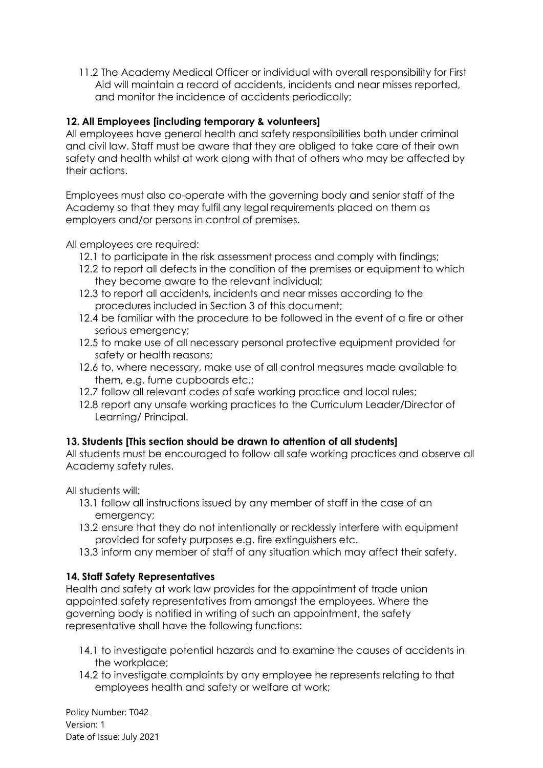11.2 The Academy Medical Officer or individual with overall responsibility for First Aid will maintain a record of accidents, incidents and near misses reported, and monitor the incidence of accidents periodically;

**12. All Employees [including temporary & volunteers]**

All employees have general health and safety responsibilities both under criminal and civil law. Staff must be aware that they are obliged to take care of their own safety and health whilst at work along with that of others who may be affected by their actions.

Employees must also co-operate with the governing body and senior staff of the Academy so that they may fulfil any legal requirements placed on them as employers and/or persons in control of premises.

All employees are required:

- 12.1 to participate in the risk assessment process and comply with findings;
- 12.2 to report all defects in the condition of the premises or equipment to which they become aware to the relevant individual;
- 12.3 to report all accidents, incidents and near misses according to the procedures included in Section 3 of this document;
- 12.4 be familiar with the procedure to be followed in the event of a fire or other serious emergency;
- 12.5 to make use of all necessary personal protective equipment provided for safety or health reasons;
- 12.6 to, where necessary, make use of all control measures made available to them, e.g. fume cupboards etc.;
- 12.7 follow all relevant codes of safe working practice and local rules;
- 12.8 report any unsafe working practices to the Curriculum Leader/Director of Learning/ Principal.

**13. Students [This section should be drawn to attention of all students]**

All students must be encouraged to follow all safe working practices and observe all Academy safety rules.

All students will:

- 13.1 follow all instructions issued by any member of staff in the case of an emergency;
- 13.2 ensure that they do not intentionally or recklessly interfere with equipment provided for safety purposes e.g. fire extinguishers etc.
- 13.3 inform any member of staff of any situation which may affect their safety.

**14. Staff Safety Representatives**

Health and safety at work law provides for the appointment of trade union appointed safety representatives from amongst the employees. Where the governing body is notified in writing of such an appointment, the safety representative shall have the following functions:

- 14.1 to investigate potential hazards and to examine the causes of accidents in the workplace;
- 14.2 to investigate complaints by any employee he represents relating to that employees health and safety or welfare at work;

Policy Number: T042
Version: 1
Date of Issue: July 2021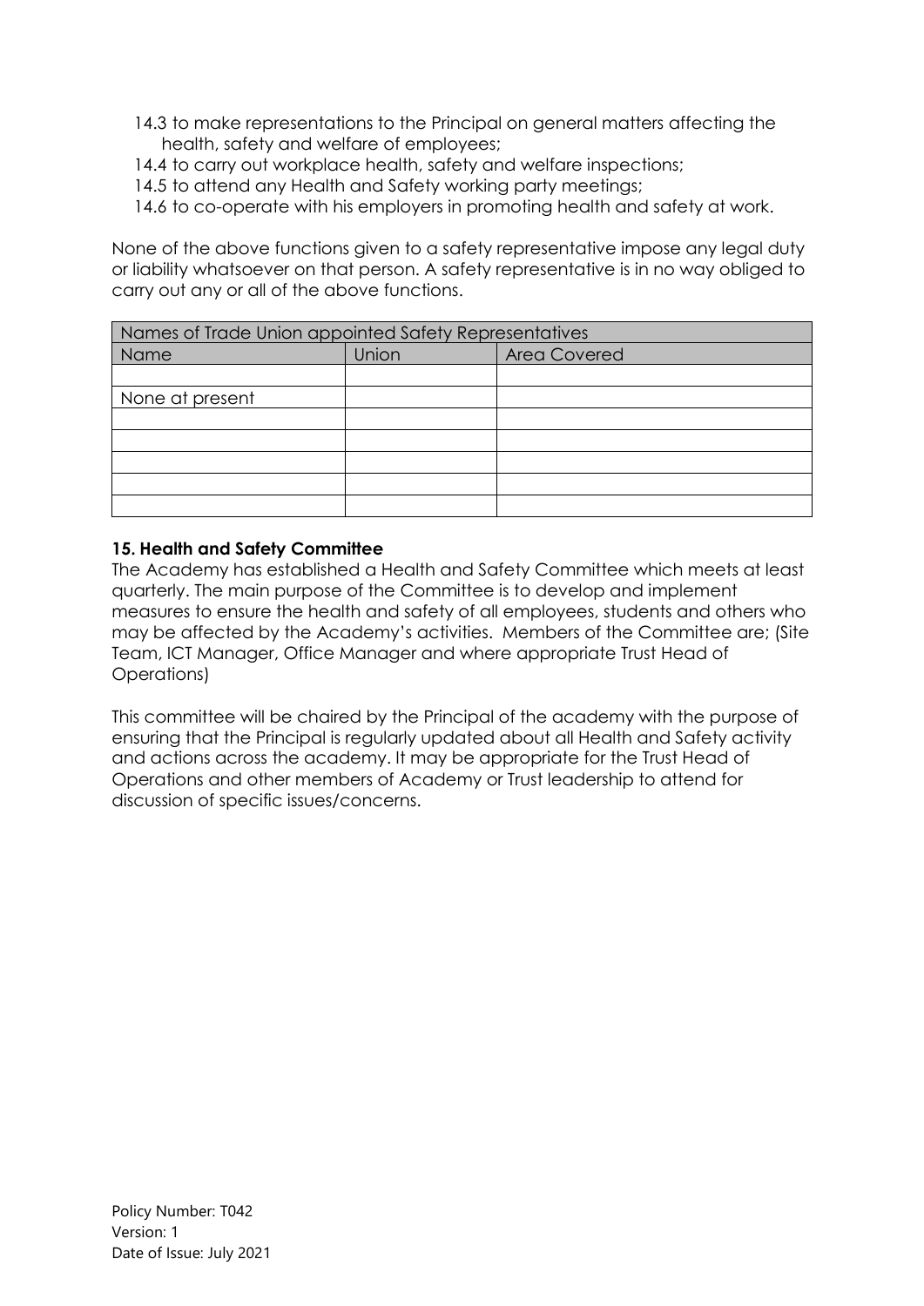14.3 to make representations to the Principal on general matters affecting the health, safety and welfare of employees;
14.4 to carry out workplace health, safety and welfare inspections;
14.5 to attend any Health and Safety working party meetings;
14.6 to co-operate with his employers in promoting health and safety at work.

None of the above functions given to a safety representative impose any legal duty or liability whatsoever on that person. A safety representative is in no way obliged to carry out any or all of the above functions.

| Names of Trade Union appointed Safety Representatives | | |
|---|---|---|
| Name | Union | Area Covered |
| | | |
| None at present | | |
| | | |
| | | |
| | | |
| | | |
| | | |

**15. Health and Safety Committee**

The Academy has established a Health and Safety Committee which meets at least quarterly. The main purpose of the Committee is to develop and implement measures to ensure the health and safety of all employees, students and others who may be affected by the Academy's activities. Members of the Committee are; (Site Team, ICT Manager, Office Manager and where appropriate Trust Head of Operations)

This committee will be chaired by the Principal of the academy with the purpose of ensuring that the Principal is regularly updated about all Health and Safety activity and actions across the academy. It may be appropriate for the Trust Head of Operations and other members of Academy or Trust leadership to attend for discussion of specific issues/concerns.

Policy Number: T042
Version: 1
Date of Issue: July 2021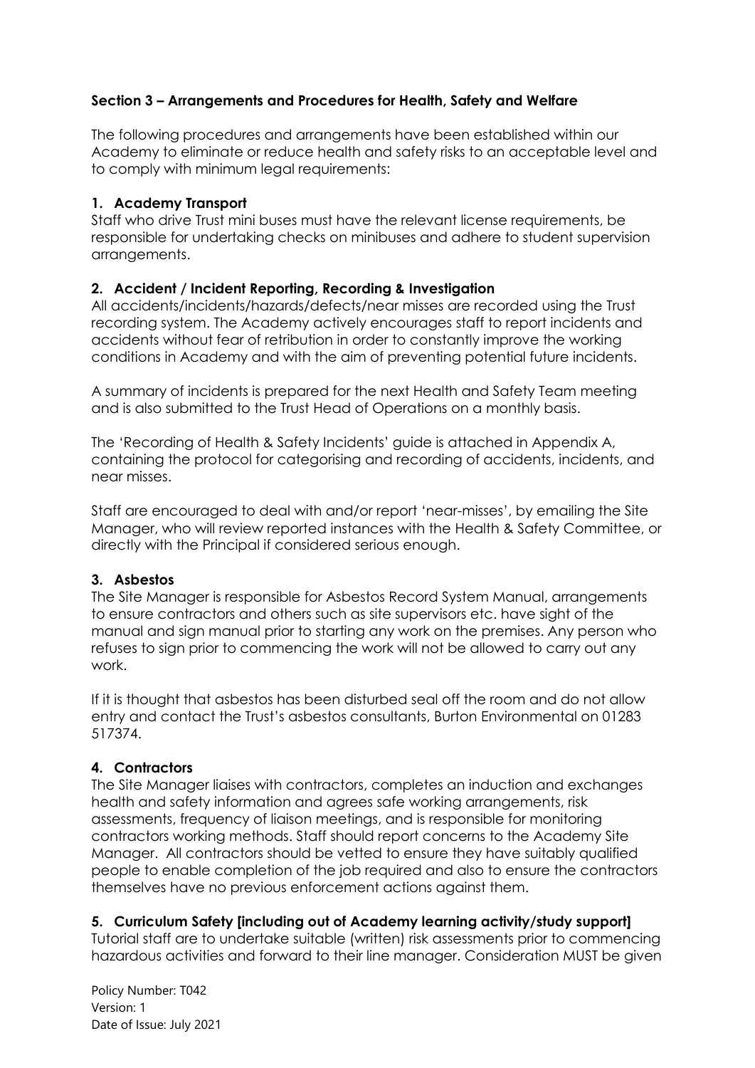**Section 3 – Arrangements and Procedures for Health, Safety and Welfare**

The following procedures and arrangements have been established within our Academy to eliminate or reduce health and safety risks to an acceptable level and to comply with minimum legal requirements:

**1. Academy Transport**

Staff who drive Trust mini buses must have the relevant license requirements, be responsible for undertaking checks on minibuses and adhere to student supervision arrangements.

**2. Accident / Incident Reporting, Recording & Investigation**

All accidents/incidents/hazards/defects/near misses are recorded using the Trust recording system. The Academy actively encourages staff to report incidents and accidents without fear of retribution in order to constantly improve the working conditions in Academy and with the aim of preventing potential future incidents.

A summary of incidents is prepared for the next Health and Safety Team meeting and is also submitted to the Trust Head of Operations on a monthly basis.

The 'Recording of Health & Safety Incidents' guide is attached in Appendix A, containing the protocol for categorising and recording of accidents, incidents, and near misses.

Staff are encouraged to deal with and/or report 'near-misses', by emailing the Site Manager, who will review reported instances with the Health & Safety Committee, or directly with the Principal if considered serious enough.

**3. Asbestos**

The Site Manager is responsible for Asbestos Record System Manual, arrangements to ensure contractors and others such as site supervisors etc. have sight of the manual and sign manual prior to starting any work on the premises. Any person who refuses to sign prior to commencing the work will not be allowed to carry out any work.

If it is thought that asbestos has been disturbed seal off the room and do not allow entry and contact the Trust's asbestos consultants, Burton Environmental on 01283 517374.

**4. Contractors**

The Site Manager liaises with contractors, completes an induction and exchanges health and safety information and agrees safe working arrangements, risk assessments, frequency of liaison meetings, and is responsible for monitoring contractors working methods. Staff should report concerns to the Academy Site Manager. All contractors should be vetted to ensure they have suitably qualified people to enable completion of the job required and also to ensure the contractors themselves have no previous enforcement actions against them.

**5. Curriculum Safety [including out of Academy learning activity/study support]**

Tutorial staff are to undertake suitable (written) risk assessments prior to commencing hazardous activities and forward to their line manager. Consideration MUST be given

Policy Number: T042
Version: 1
Date of Issue: July 2021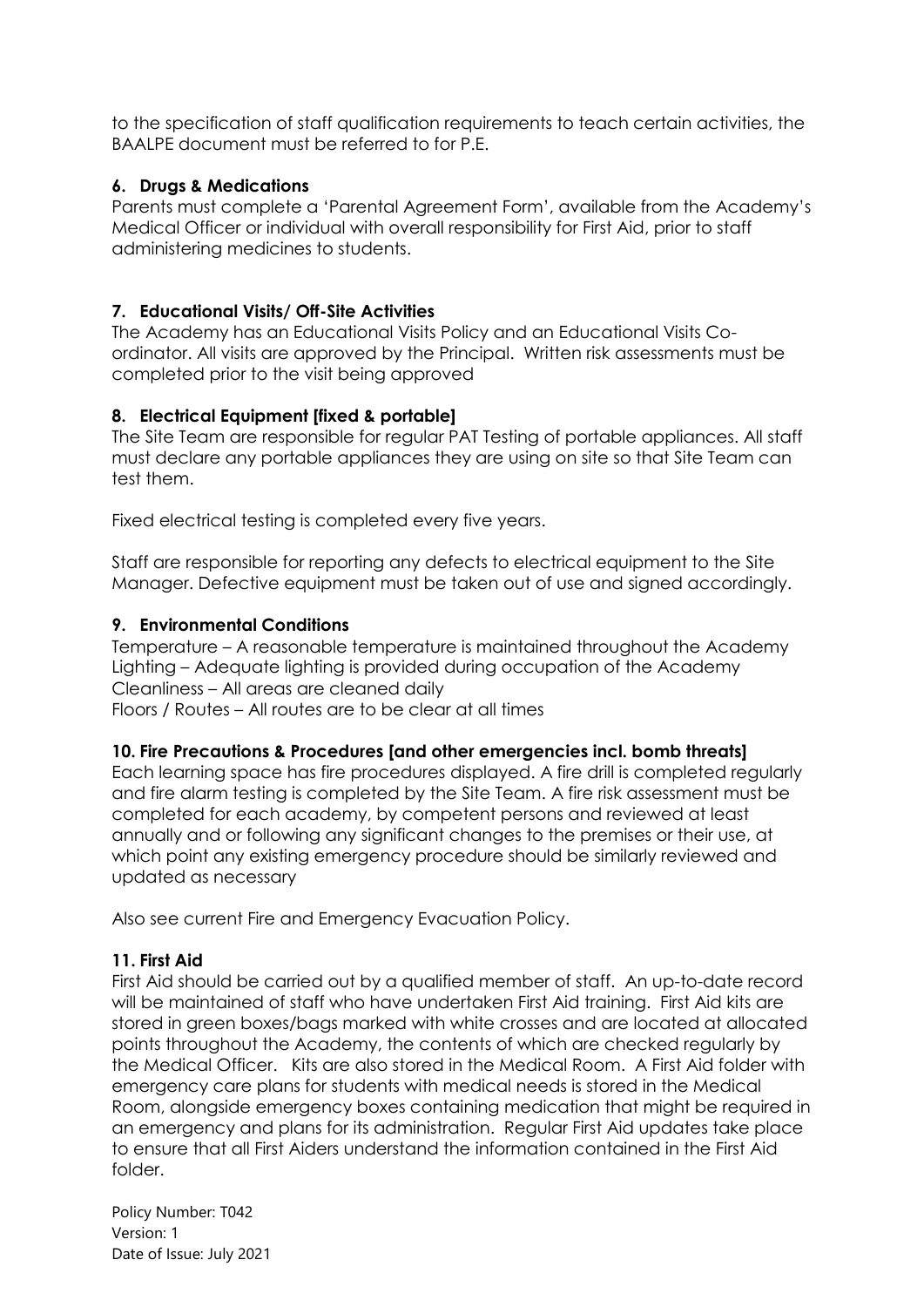to the specification of staff qualification requirements to teach certain activities, the BAALPE document must be referred to for P.E.

### 6. Drugs & Medications

Parents must complete a 'Parental Agreement Form', available from the Academy's Medical Officer or individual with overall responsibility for First Aid, prior to staff administering medicines to students.

### 7. Educational Visits/ Off-Site Activities

The Academy has an Educational Visits Policy and an Educational Visits Co-ordinator. All visits are approved by the Principal. Written risk assessments must be completed prior to the visit being approved

### 8. Electrical Equipment [fixed & portable]

The Site Team are responsible for regular PAT Testing of portable appliances. All staff must declare any portable appliances they are using on site so that Site Team can test them.

Fixed electrical testing is completed every five years.

Staff are responsible for reporting any defects to electrical equipment to the Site Manager. Defective equipment must be taken out of use and signed accordingly.

### 9. Environmental Conditions

Temperature – A reasonable temperature is maintained throughout the Academy
Lighting – Adequate lighting is provided during occupation of the Academy
Cleanliness – All areas are cleaned daily
Floors / Routes – All routes are to be clear at all times

### 10. Fire Precautions & Procedures [and other emergencies incl. bomb threats]

Each learning space has fire procedures displayed. A fire drill is completed regularly and fire alarm testing is completed by the Site Team. A fire risk assessment must be completed for each academy, by competent persons and reviewed at least annually and or following any significant changes to the premises or their use, at which point any existing emergency procedure should be similarly reviewed and updated as necessary

Also see current Fire and Emergency Evacuation Policy.

### 11. First Aid

First Aid should be carried out by a qualified member of staff. An up-to-date record will be maintained of staff who have undertaken First Aid training. First Aid kits are stored in green boxes/bags marked with white crosses and are located at allocated points throughout the Academy, the contents of which are checked regularly by the Medical Officer. Kits are also stored in the Medical Room. A First Aid folder with emergency care plans for students with medical needs is stored in the Medical Room, alongside emergency boxes containing medication that might be required in an emergency and plans for its administration. Regular First Aid updates take place to ensure that all First Aiders understand the information contained in the First Aid folder.

Policy Number: T042
Version: 1
Date of Issue: July 2021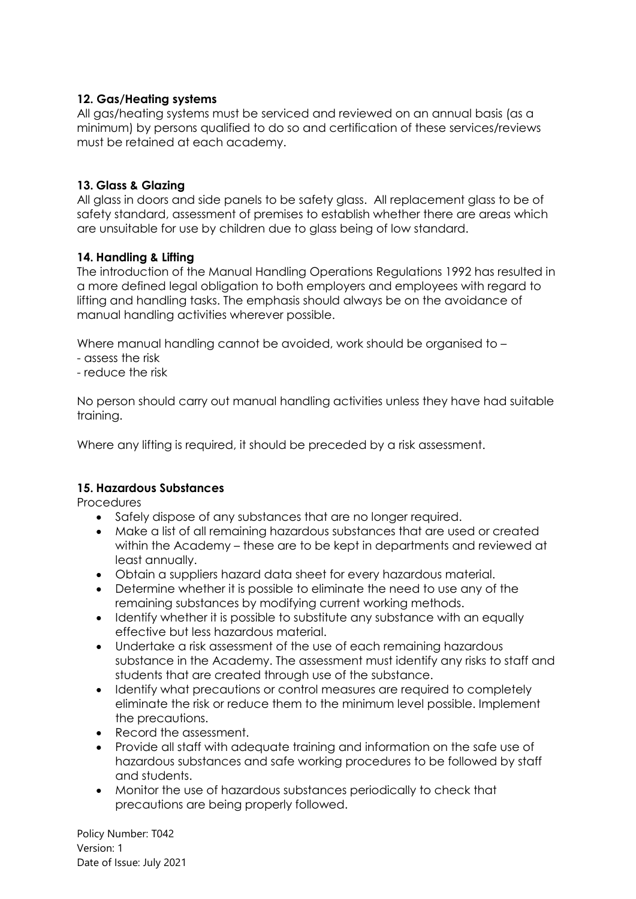**12. Gas/Heating systems**

All gas/heating systems must be serviced and reviewed on an annual basis (as a minimum) by persons qualified to do so and certification of these services/reviews must be retained at each academy.

**13. Glass & Glazing**

All glass in doors and side panels to be safety glass. All replacement glass to be of safety standard, assessment of premises to establish whether there are areas which are unsuitable for use by children due to glass being of low standard.

**14. Handling & Lifting**

The introduction of the Manual Handling Operations Regulations 1992 has resulted in a more defined legal obligation to both employers and employees with regard to lifting and handling tasks. The emphasis should always be on the avoidance of manual handling activities wherever possible.

Where manual handling cannot be avoided, work should be organised to –

- assess the risk
- reduce the risk

No person should carry out manual handling activities unless they have had suitable training.

Where any lifting is required, it should be preceded by a risk assessment.

**15. Hazardous Substances**

Procedures

- Safely dispose of any substances that are no longer required.
- Make a list of all remaining hazardous substances that are used or created within the Academy – these are to be kept in departments and reviewed at least annually.
- Obtain a suppliers hazard data sheet for every hazardous material.
- Determine whether it is possible to eliminate the need to use any of the remaining substances by modifying current working methods.
- Identify whether it is possible to substitute any substance with an equally effective but less hazardous material.
- Undertake a risk assessment of the use of each remaining hazardous substance in the Academy. The assessment must identify any risks to staff and students that are created through use of the substance.
- Identify what precautions or control measures are required to completely eliminate the risk or reduce them to the minimum level possible. Implement the precautions.
- Record the assessment.
- Provide all staff with adequate training and information on the safe use of hazardous substances and safe working procedures to be followed by staff and students.
- Monitor the use of hazardous substances periodically to check that precautions are being properly followed.

Policy Number: T042
Version: 1
Date of Issue: July 2021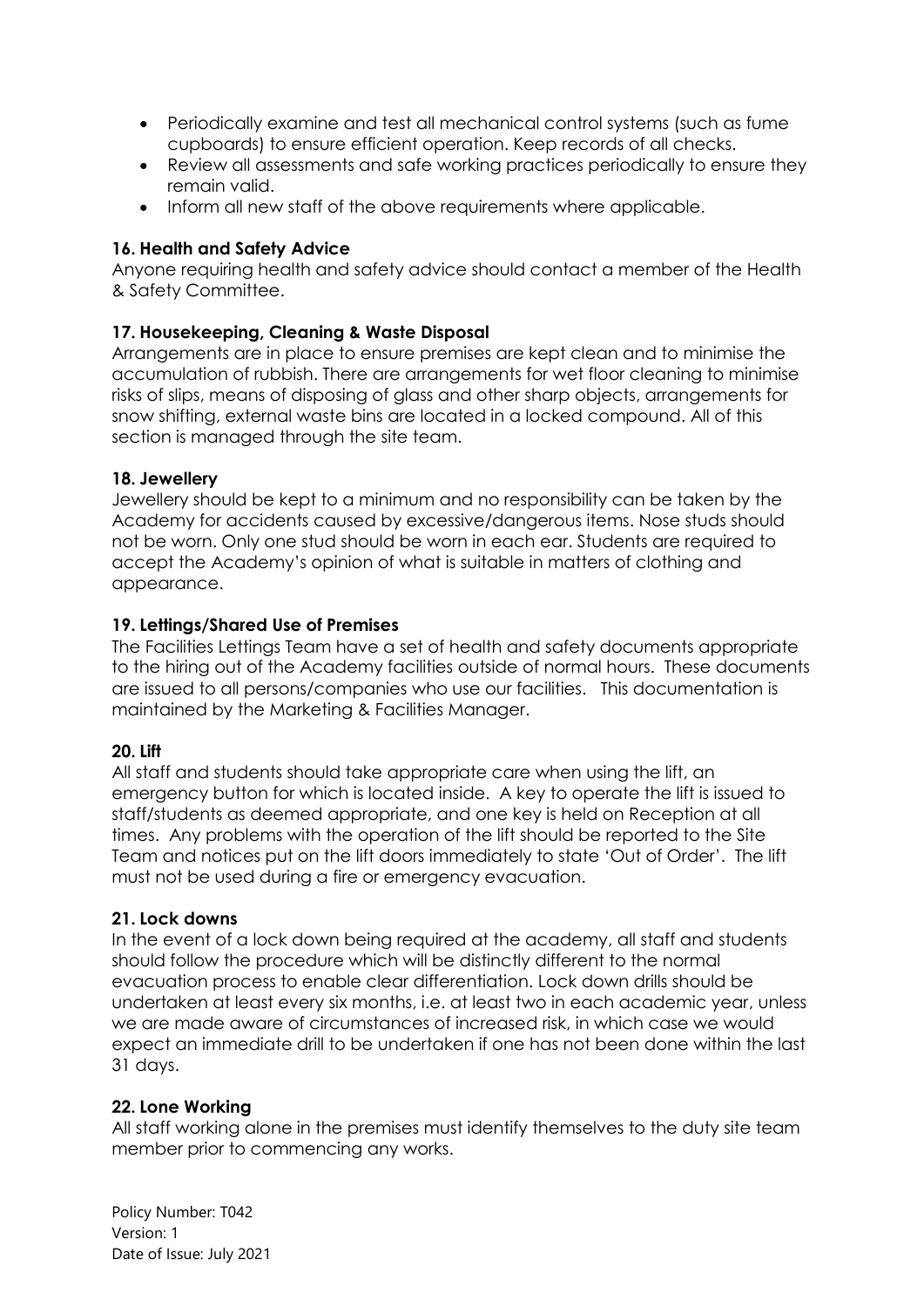- Periodically examine and test all mechanical control systems (such as fume cupboards) to ensure efficient operation. Keep records of all checks.
- Review all assessments and safe working practices periodically to ensure they remain valid.
- Inform all new staff of the above requirements where applicable.

### 16. Health and Safety Advice

Anyone requiring health and safety advice should contact a member of the Health & Safety Committee.

### 17. Housekeeping, Cleaning & Waste Disposal

Arrangements are in place to ensure premises are kept clean and to minimise the accumulation of rubbish. There are arrangements for wet floor cleaning to minimise risks of slips, means of disposing of glass and other sharp objects, arrangements for snow shifting, external waste bins are located in a locked compound. All of this section is managed through the site team.

### 18. Jewellery

Jewellery should be kept to a minimum and no responsibility can be taken by the Academy for accidents caused by excessive/dangerous items. Nose studs should not be worn. Only one stud should be worn in each ear. Students are required to accept the Academy's opinion of what is suitable in matters of clothing and appearance.

### 19. Lettings/Shared Use of Premises

The Facilities Lettings Team have a set of health and safety documents appropriate to the hiring out of the Academy facilities outside of normal hours. These documents are issued to all persons/companies who use our facilities. This documentation is maintained by the Marketing & Facilities Manager.

### 20. Lift

All staff and students should take appropriate care when using the lift, an emergency button for which is located inside. A key to operate the lift is issued to staff/students as deemed appropriate, and one key is held on Reception at all times. Any problems with the operation of the lift should be reported to the Site Team and notices put on the lift doors immediately to state 'Out of Order'. The lift must not be used during a fire or emergency evacuation.

### 21. Lock downs

In the event of a lock down being required at the academy, all staff and students should follow the procedure which will be distinctly different to the normal evacuation process to enable clear differentiation. Lock down drills should be undertaken at least every six months, i.e. at least two in each academic year, unless we are made aware of circumstances of increased risk, in which case we would expect an immediate drill to be undertaken if one has not been done within the last 31 days.

### 22. Lone Working

All staff working alone in the premises must identify themselves to the duty site team member prior to commencing any works.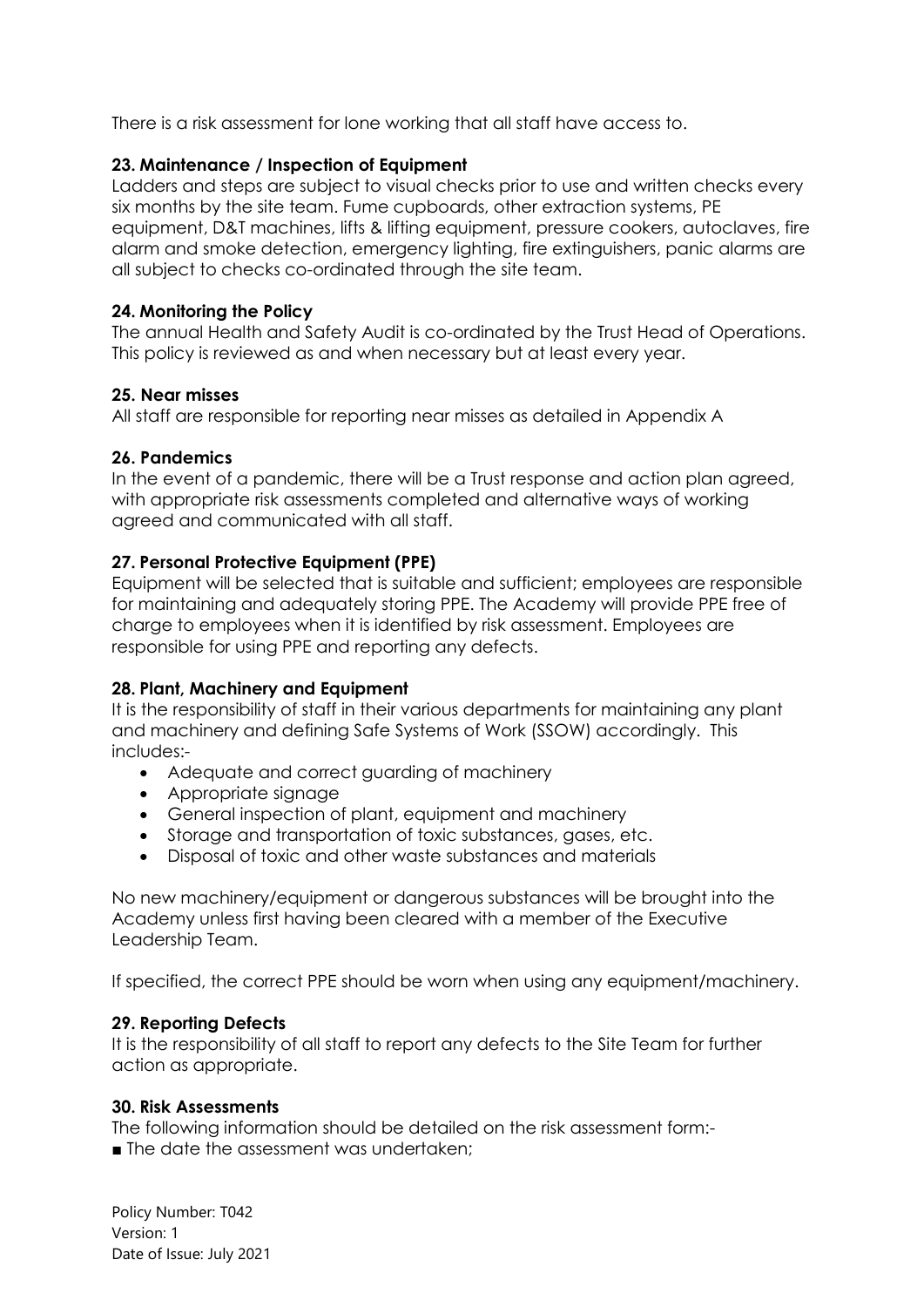There is a risk assessment for lone working that all staff have access to.

**23. Maintenance / Inspection of Equipment**

Ladders and steps are subject to visual checks prior to use and written checks every six months by the site team. Fume cupboards, other extraction systems, PE equipment, D&T machines, lifts & lifting equipment, pressure cookers, autoclaves, fire alarm and smoke detection, emergency lighting, fire extinguishers, panic alarms are all subject to checks co-ordinated through the site team.

**24. Monitoring the Policy**

The annual Health and Safety Audit is co-ordinated by the Trust Head of Operations. This policy is reviewed as and when necessary but at least every year.

**25. Near misses**

All staff are responsible for reporting near misses as detailed in Appendix A

**26. Pandemics**

In the event of a pandemic, there will be a Trust response and action plan agreed, with appropriate risk assessments completed and alternative ways of working agreed and communicated with all staff.

**27. Personal Protective Equipment (PPE)**

Equipment will be selected that is suitable and sufficient; employees are responsible for maintaining and adequately storing PPE. The Academy will provide PPE free of charge to employees when it is identified by risk assessment. Employees are responsible for using PPE and reporting any defects.

**28. Plant, Machinery and Equipment**

It is the responsibility of staff in their various departments for maintaining any plant and machinery and defining Safe Systems of Work (SSOW) accordingly. This includes:-

- Adequate and correct guarding of machinery
- Appropriate signage
- General inspection of plant, equipment and machinery
- Storage and transportation of toxic substances, gases, etc.
- Disposal of toxic and other waste substances and materials

No new machinery/equipment or dangerous substances will be brought into the Academy unless first having been cleared with a member of the Executive Leadership Team.

If specified, the correct PPE should be worn when using any equipment/machinery.

**29. Reporting Defects**

It is the responsibility of all staff to report any defects to the Site Team for further action as appropriate.

**30. Risk Assessments**

The following information should be detailed on the risk assessment form:-

- The date the assessment was undertaken;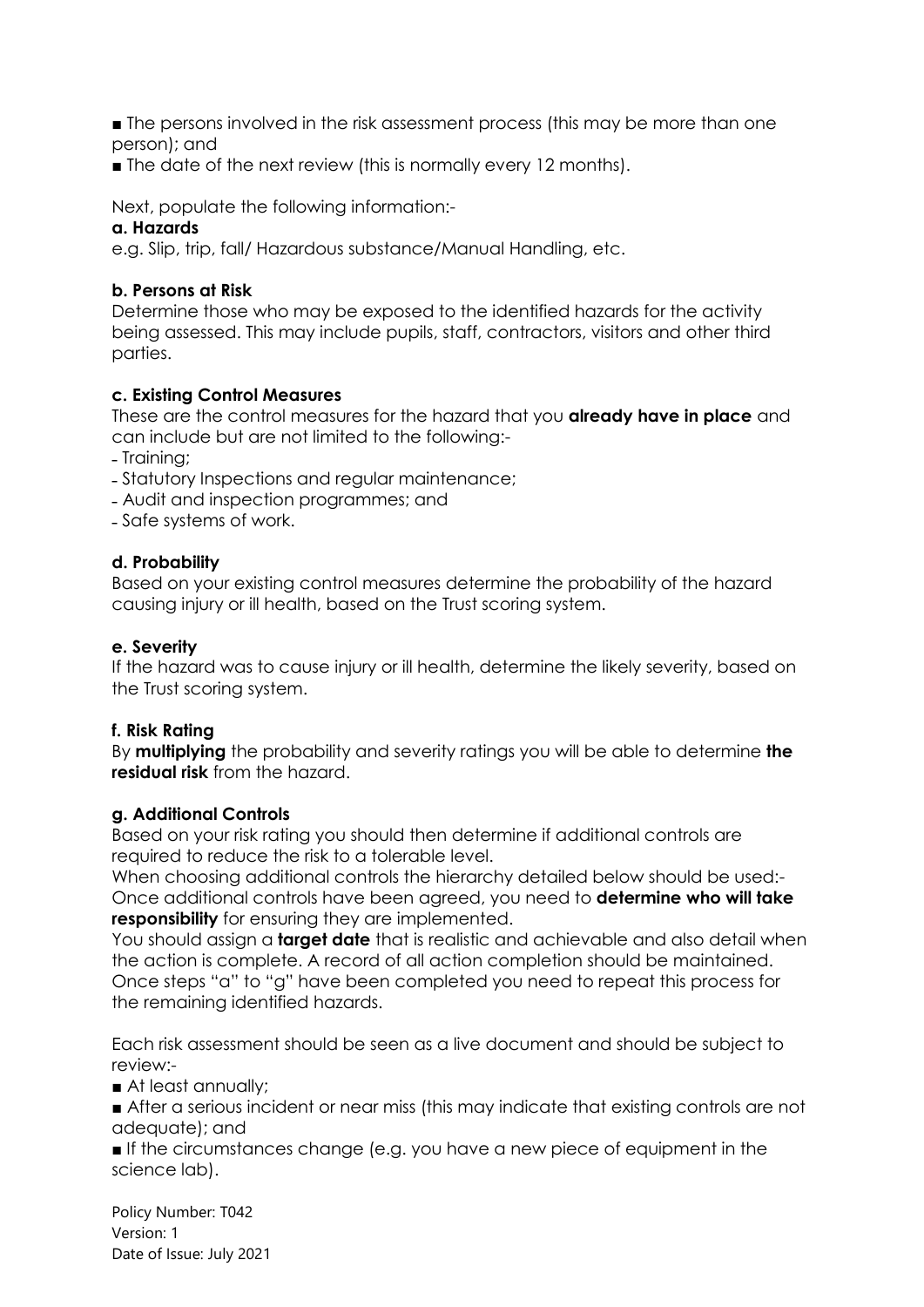■ The persons involved in the risk assessment process (this may be more than one person); and

■ The date of the next review (this is normally every 12 months).

Next, populate the following information:-

**a. Hazards**

e.g. Slip, trip, fall/ Hazardous substance/Manual Handling, etc.

**b. Persons at Risk**

Determine those who may be exposed to the identified hazards for the activity being assessed. This may include pupils, staff, contractors, visitors and other third parties.

**c. Existing Control Measures**

These are the control measures for the hazard that you **already have in place** and can include but are not limited to the following:-

- Training;
- Statutory Inspections and regular maintenance;
- Audit and inspection programmes; and
- Safe systems of work.

**d. Probability**

Based on your existing control measures determine the probability of the hazard causing injury or ill health, based on the Trust scoring system.

**e. Severity**

If the hazard was to cause injury or ill health, determine the likely severity, based on the Trust scoring system.

**f. Risk Rating**

By **multiplying** the probability and severity ratings you will be able to determine **the residual risk** from the hazard.

**g. Additional Controls**

Based on your risk rating you should then determine if additional controls are required to reduce the risk to a tolerable level.

When choosing additional controls the hierarchy detailed below should be used:-

Once additional controls have been agreed, you need to **determine who will take responsibility** for ensuring they are implemented.

You should assign a **target date** that is realistic and achievable and also detail when the action is complete. A record of all action completion should be maintained.

Once steps "a" to "g" have been completed you need to repeat this process for the remaining identified hazards.

Each risk assessment should be seen as a live document and should be subject to review:-

■ At least annually;

■ After a serious incident or near miss (this may indicate that existing controls are not adequate); and

■ If the circumstances change (e.g. you have a new piece of equipment in the science lab).

Policy Number: T042
Version: 1
Date of Issue: July 2021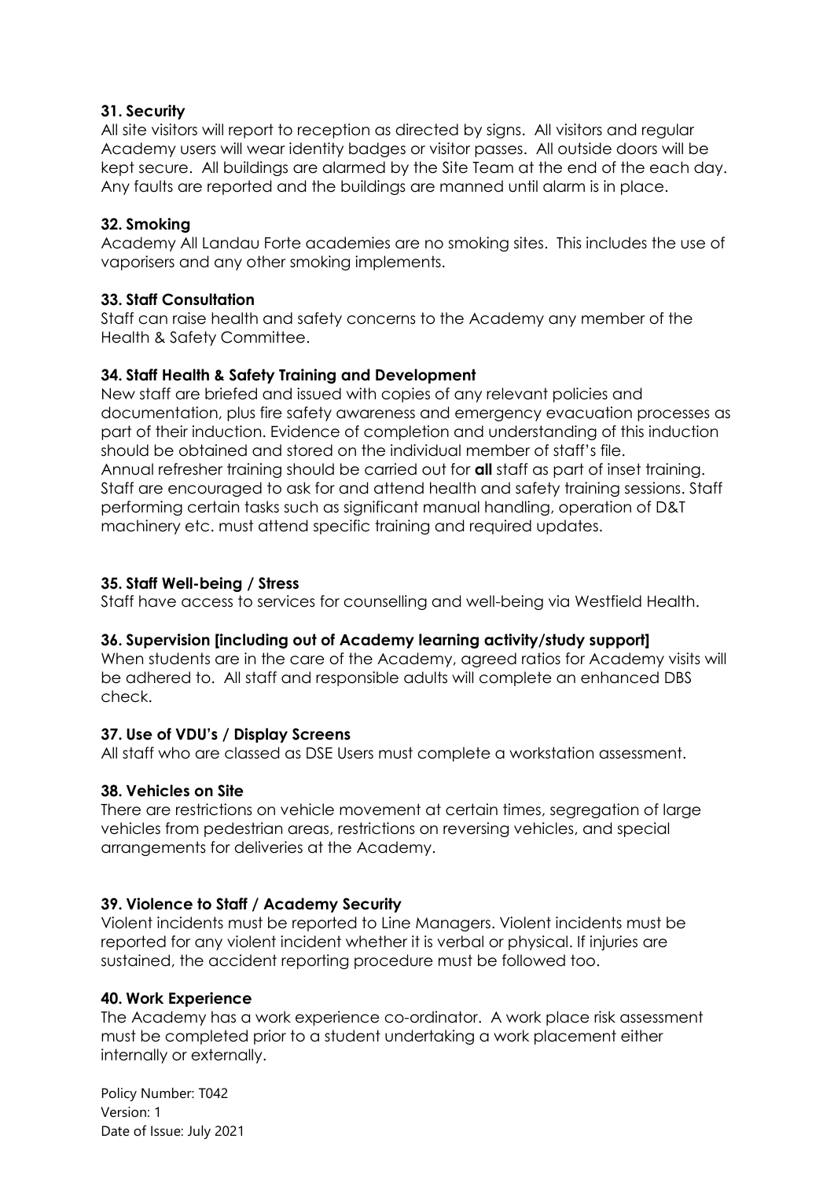**31. Security**

All site visitors will report to reception as directed by signs. All visitors and regular Academy users will wear identity badges or visitor passes. All outside doors will be kept secure. All buildings are alarmed by the Site Team at the end of the each day. Any faults are reported and the buildings are manned until alarm is in place.

**32. Smoking**

Academy All Landau Forte academies are no smoking sites. This includes the use of vaporisers and any other smoking implements.

**33. Staff Consultation**

Staff can raise health and safety concerns to the Academy any member of the Health & Safety Committee.

**34. Staff Health & Safety Training and Development**

New staff are briefed and issued with copies of any relevant policies and documentation, plus fire safety awareness and emergency evacuation processes as part of their induction. Evidence of completion and understanding of this induction should be obtained and stored on the individual member of staff's file.
Annual refresher training should be carried out for **all** staff as part of inset training. Staff are encouraged to ask for and attend health and safety training sessions. Staff performing certain tasks such as significant manual handling, operation of D&T machinery etc. must attend specific training and required updates.

**35. Staff Well-being / Stress**

Staff have access to services for counselling and well-being via Westfield Health.

**36. Supervision [including out of Academy learning activity/study support]**

When students are in the care of the Academy, agreed ratios for Academy visits will be adhered to. All staff and responsible adults will complete an enhanced DBS check.

**37. Use of VDU's / Display Screens**

All staff who are classed as DSE Users must complete a workstation assessment.

**38. Vehicles on Site**

There are restrictions on vehicle movement at certain times, segregation of large vehicles from pedestrian areas, restrictions on reversing vehicles, and special arrangements for deliveries at the Academy.

**39. Violence to Staff / Academy Security**

Violent incidents must be reported to Line Managers. Violent incidents must be reported for any violent incident whether it is verbal or physical. If injuries are sustained, the accident reporting procedure must be followed too.

**40. Work Experience**

The Academy has a work experience co-ordinator. A work place risk assessment must be completed prior to a student undertaking a work placement either internally or externally.

Policy Number: T042
Version: 1
Date of Issue: July 2021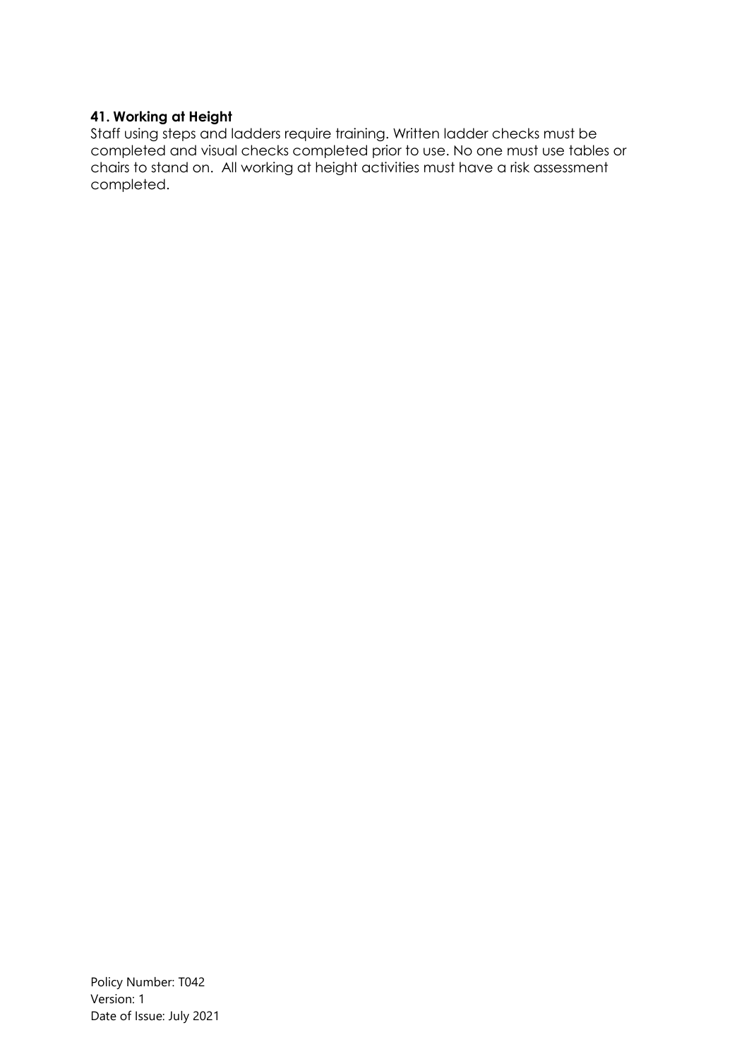### 41. Working at Height

Staff using steps and ladders require training. Written ladder checks must be completed and visual checks completed prior to use. No one must use tables or chairs to stand on. All working at height activities must have a risk assessment completed.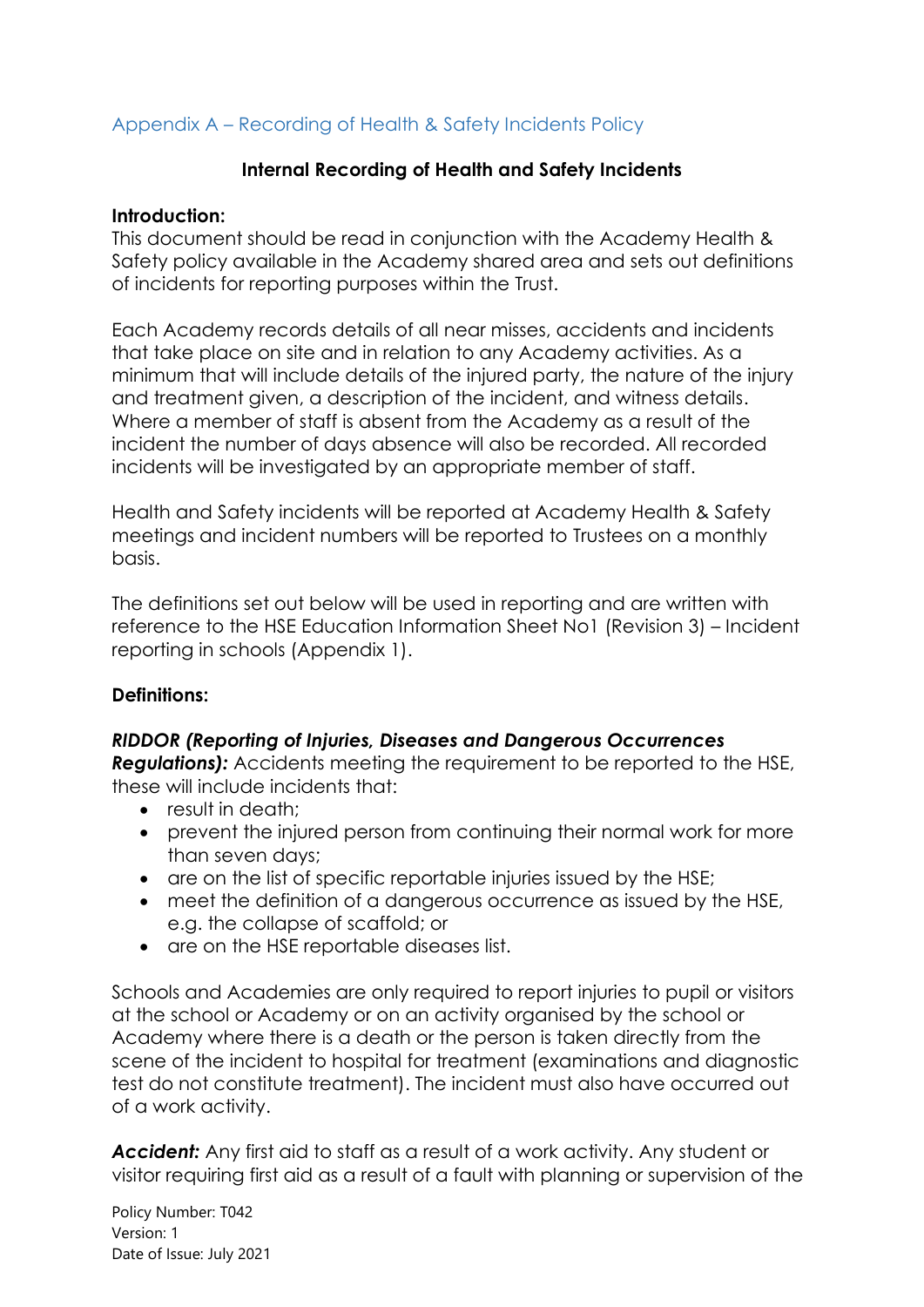## Appendix A – Recording of Health & Safety Incidents Policy

### Internal Recording of Health and Safety Incidents

**Introduction:**
This document should be read in conjunction with the Academy Health & Safety policy available in the Academy shared area and sets out definitions of incidents for reporting purposes within the Trust.

Each Academy records details of all near misses, accidents and incidents that take place on site and in relation to any Academy activities. As a minimum that will include details of the injured party, the nature of the injury and treatment given, a description of the incident, and witness details. Where a member of staff is absent from the Academy as a result of the incident the number of days absence will also be recorded. All recorded incidents will be investigated by an appropriate member of staff.

Health and Safety incidents will be reported at Academy Health & Safety meetings and incident numbers will be reported to Trustees on a monthly basis.

The definitions set out below will be used in reporting and are written with reference to the HSE Education Information Sheet No1 (Revision 3) – Incident reporting in schools (Appendix 1).

**Definitions:**

***RIDDOR (Reporting of Injuries, Diseases and Dangerous Occurrences Regulations):*** Accidents meeting the requirement to be reported to the HSE, these will include incidents that:

- result in death;
- prevent the injured person from continuing their normal work for more than seven days;
- are on the list of specific reportable injuries issued by the HSE;
- meet the definition of a dangerous occurrence as issued by the HSE, e.g. the collapse of scaffold; or
- are on the HSE reportable diseases list.

Schools and Academies are only required to report injuries to pupil or visitors at the school or Academy or on an activity organised by the school or Academy where there is a death or the person is taken directly from the scene of the incident to hospital for treatment (examinations and diagnostic test do not constitute treatment). The incident must also have occurred out of a work activity.

***Accident:*** Any first aid to staff as a result of a work activity. Any student or visitor requiring first aid as a result of a fault with planning or supervision of the

Policy Number: T042
Version: 1
Date of Issue: July 2021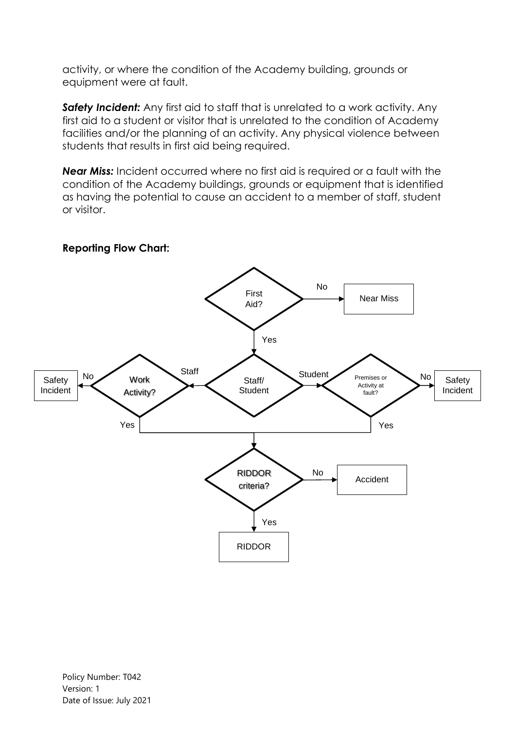activity, or where the condition of the Academy building, grounds or equipment were at fault.

***Safety Incident:*** Any first aid to staff that is unrelated to a work activity. Any first aid to a student or visitor that is unrelated to the condition of Academy facilities and/or the planning of an activity. Any physical violence between students that results in first aid being required.

***Near Miss:*** Incident occurred where no first aid is required or a fault with the condition of the Academy buildings, grounds or equipment that is identified as having the potential to cause an accident to a member of staff, student or visitor.

**Reporting Flow Chart:**

- First Aid?
  - No → Near Miss
  - Yes → Staff/ Student
    - Staff → Work Activity?
      - No → Safety Incident
      - Yes → RIDDOR criteria?
    - Student → Premises or Activity at fault?
      - No → Safety Incident
      - Yes → RIDDOR criteria?
- RIDDOR criteria?
  - No → Accident
  - Yes → RIDDOR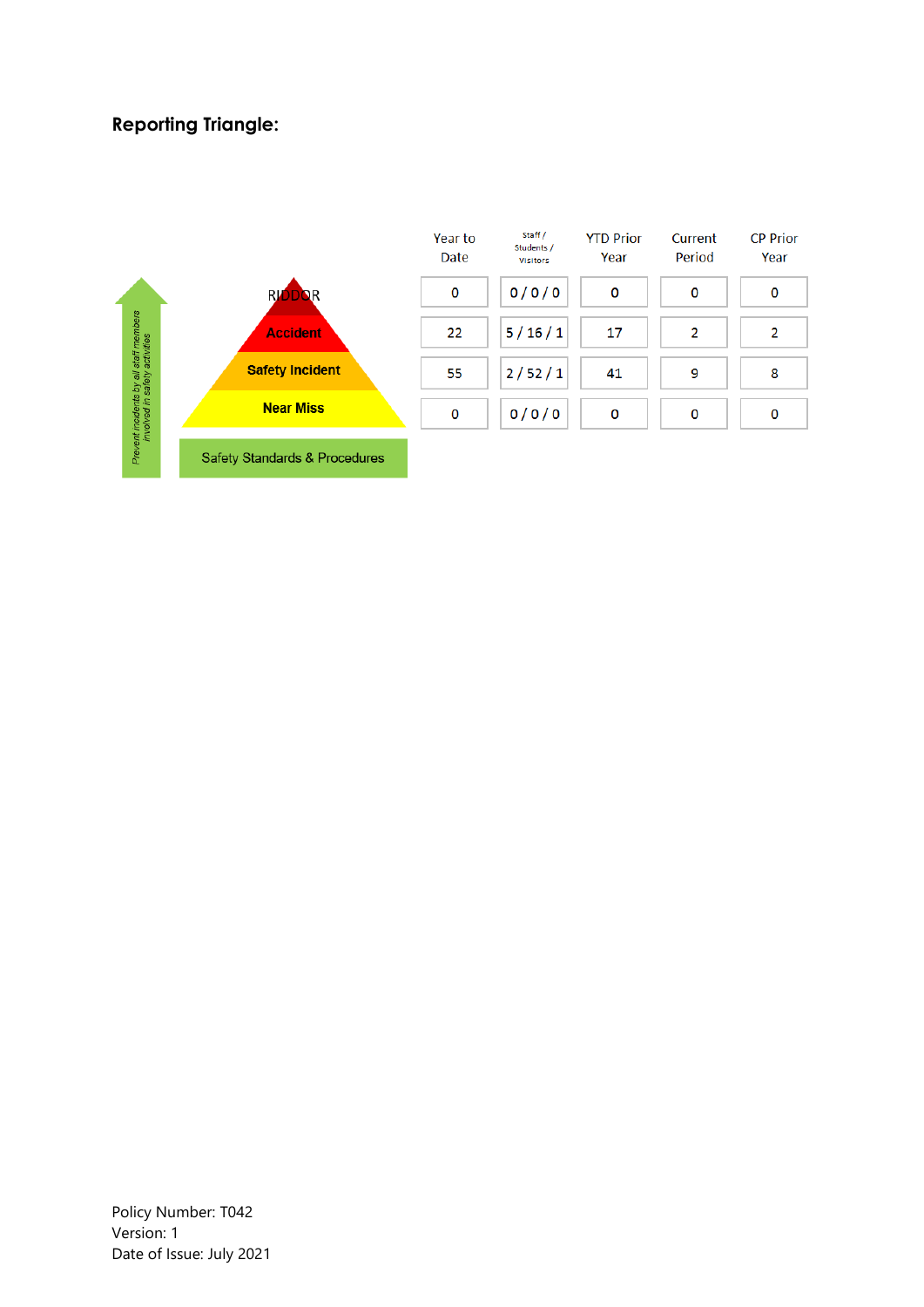## Reporting Triangle:

| | Year to Date | Staff / Students / Visitors | YTD Prior Year | Current Period | CP Prior Year |
|---|---|---|---|---|---|
| RIDDOR | 0 | 0 / 0 / 0 | 0 | 0 | 0 |
| Accident | 22 | 5 / 16 / 1 | 17 | 2 | 2 |
| Safety Incident | 55 | 2 / 52 / 1 | 41 | 9 | 8 |
| Near Miss | 0 | 0 / 0 / 0 | 0 | 0 | 0 |

Safety Standards & Procedures

*Prevent incidents by all staff members involved in safety activities*

Policy Number: T042
Version: 1
Date of Issue: July 2021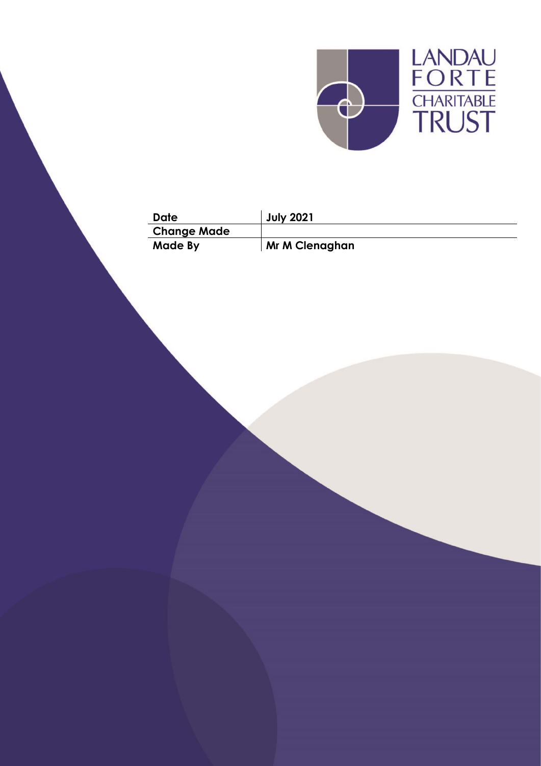LANDAU FORTE CHARITABLE TRUST

| | |
|---|---|
| **Date** | **July 2021** |
| **Change Made** | |
| **Made By** | **Mr M Clenaghan** |